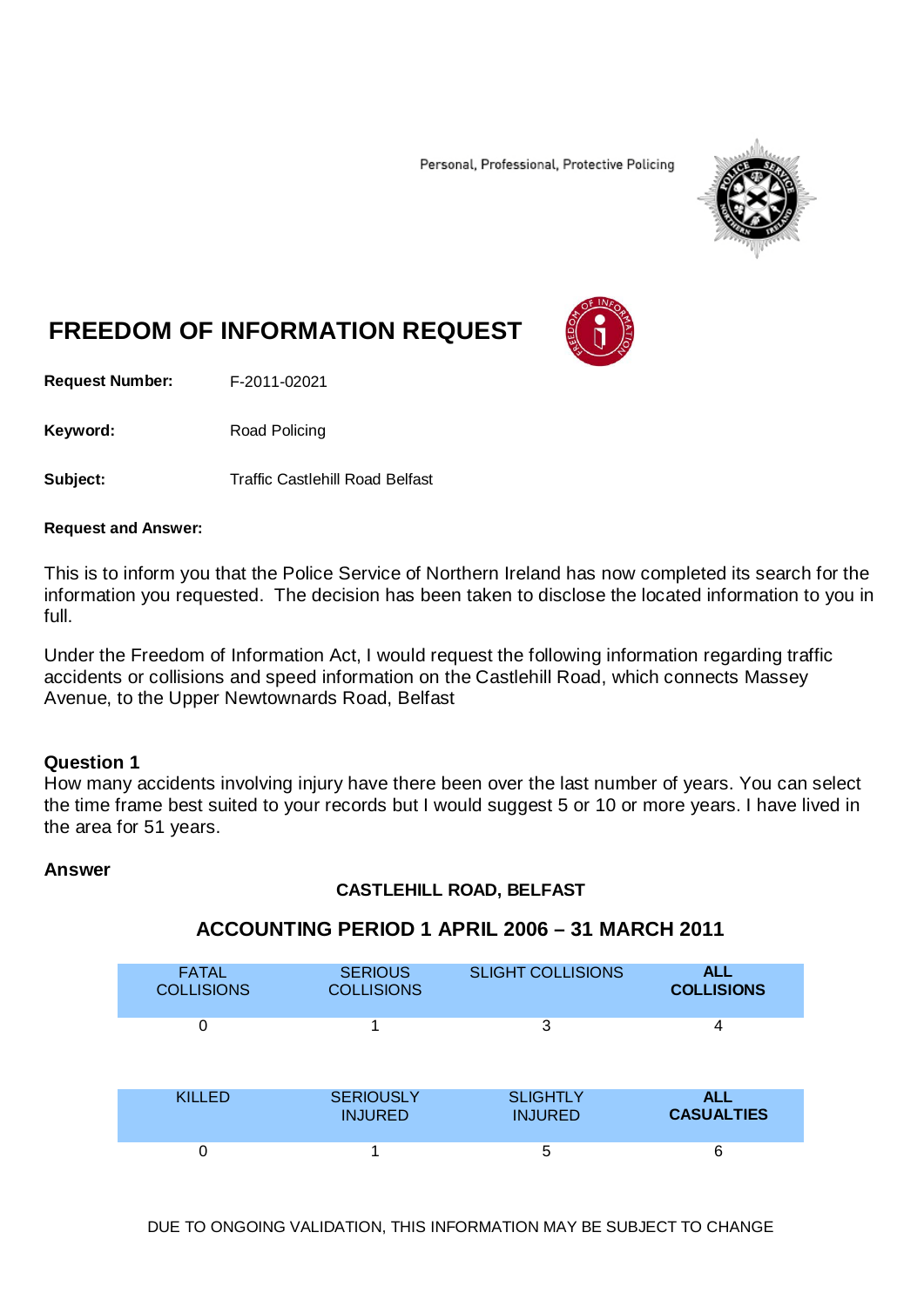Personal, Professional, Protective Policing

# FREEDOM OF INFORMATION REQUEST

**Request Number:** F-2011-02021

**Keyword:** Road Policing

**Subject:** Traffic Castlehill Road Belfast

**Request and Answer:**

This is to inform you that the Police Service of Northern Ireland has now completed its search for the information you requested. The decision has been taken to disclose the located information to you in full.

Under the Freedom of Information Act, I would request the following information regarding traffic accidents or collisions and speed information on the Castlehill Road, which connects Massey Avenue, to the Upper Newtownards Road, Belfast

### Question 1

How many accidents involving injury have there been over the last number of years. You can select the time frame best suited to your records but I would suggest 5 or 10 or more years. I have lived in the area for 51 years.

### Answer

**CASTLEHILL ROAD, BELFAST**

**ACCOUNTING PERIOD 1 APRIL 2006 – 31 MARCH 2011**

| FATAL COLLISIONS | SERIOUS COLLISIONS | SLIGHT COLLISIONS | **ALL COLLISIONS** |
|---|---|---|---|
| 0 | 1 | 3 | 4 |

| KILLED | SERIOUSLY INJURED | SLIGHTLY INJURED | **ALL CASUALTIES** |
|---|---|---|---|
| 0 | 1 | 5 | 6 |

DUE TO ONGOING VALIDATION, THIS INFORMATION MAY BE SUBJECT TO CHANGE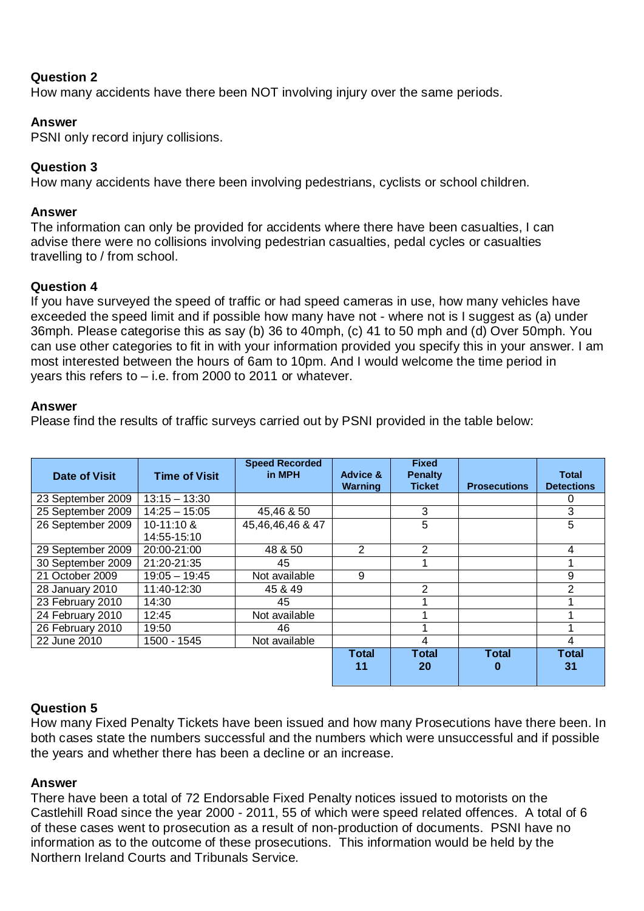**Question 2**
How many accidents have there been NOT involving injury over the same periods.

**Answer**
PSNI only record injury collisions.

**Question 3**
How many accidents have there been involving pedestrians, cyclists or school children.

**Answer**
The information can only be provided for accidents where there have been casualties, I can advise there were no collisions involving pedestrian casualties, pedal cycles or casualties travelling to / from school.

**Question 4**
If you have surveyed the speed of traffic or had speed cameras in use, how many vehicles have exceeded the speed limit and if possible how many have not - where not is I suggest as (a) under 36mph. Please categorise this as say (b) 36 to 40mph, (c) 41 to 50 mph and (d) Over 50mph. You can use other categories to fit in with your information provided you specify this in your answer. I am most interested between the hours of 6am to 10pm. And I would welcome the time period in years this refers to – i.e. from 2000 to 2011 or whatever.

**Answer**
Please find the results of traffic surveys carried out by PSNI provided in the table below:

| Date of Visit | Time of Visit | Speed Recorded in MPH | Advice & Warning | Fixed Penalty Ticket | Prosecutions | Total Detections |
|---|---|---|---|---|---|---|
| 23 September 2009 | 13:15 – 13:30 | | | | | 0 |
| 25 September 2009 | 14:25 – 15:05 | 45,46 & 50 | | 3 | | 3 |
| 26 September 2009 | 10-11:10 & 14:55-15:10 | 45,46,46,46 & 47 | | 5 | | 5 |
| 29 September 2009 | 20:00-21:00 | 48 & 50 | 2 | 2 | | 4 |
| 30 September 2009 | 21:20-21:35 | 45 | | 1 | | 1 |
| 21 October 2009 | 19:05 – 19:45 | Not available | 9 | | | 9 |
| 28 January 2010 | 11:40-12:30 | 45 & 49 | | 2 | | 2 |
| 23 February 2010 | 14:30 | 45 | | 1 | | 1 |
| 24 February 2010 | 12:45 | Not available | | 1 | | 1 |
| 26 February 2010 | 19:50 | 46 | | 1 | | 1 |
| 22 June 2010 | 1500 - 1545 | Not available | | 4 | | 4 |
| | | | **Total 11** | **Total 20** | **Total 0** | **Total 31** |

**Question 5**
How many Fixed Penalty Tickets have been issued and how many Prosecutions have there been. In both cases state the numbers successful and the numbers which were unsuccessful and if possible the years and whether there has been a decline or an increase.

**Answer**
There have been a total of 72 Endorsable Fixed Penalty notices issued to motorists on the Castlehill Road since the year 2000 - 2011, 55 of which were speed related offences. A total of 6 of these cases went to prosecution as a result of non-production of documents. PSNI have no information as to the outcome of these prosecutions. This information would be held by the Northern Ireland Courts and Tribunals Service.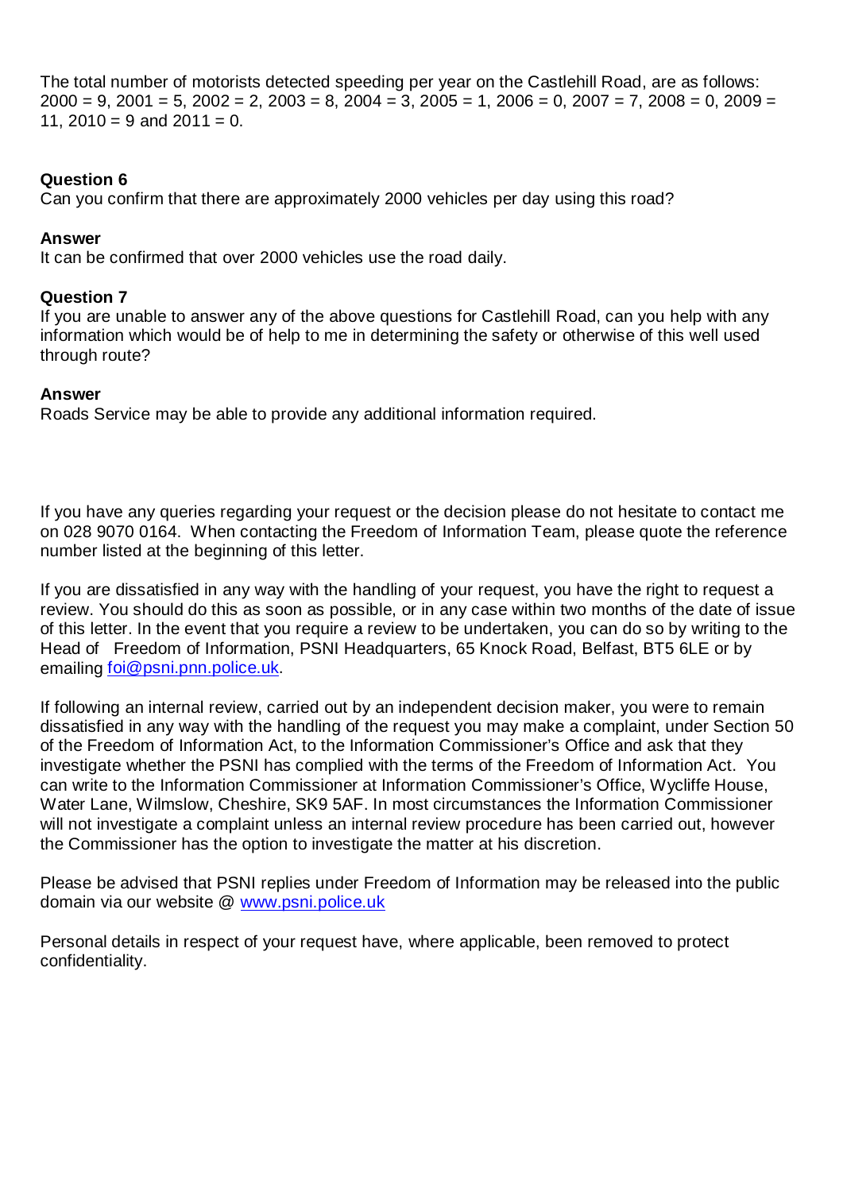The total number of motorists detected speeding per year on the Castlehill Road, are as follows: 2000 = 9, 2001 = 5, 2002 = 2, 2003 = 8, 2004 = 3, 2005 = 1, 2006 = 0, 2007 = 7, 2008 = 0, 2009 = 11, 2010 = 9 and 2011 = 0.

**Question 6**
Can you confirm that there are approximately 2000 vehicles per day using this road?

**Answer**
It can be confirmed that over 2000 vehicles use the road daily.

**Question 7**
If you are unable to answer any of the above questions for Castlehill Road, can you help with any information which would be of help to me in determining the safety or otherwise of this well used through route?

**Answer**
Roads Service may be able to provide any additional information required.

If you have any queries regarding your request or the decision please do not hesitate to contact me on 028 9070 0164. When contacting the Freedom of Information Team, please quote the reference number listed at the beginning of this letter.

If you are dissatisfied in any way with the handling of your request, you have the right to request a review. You should do this as soon as possible, or in any case within two months of the date of issue of this letter. In the event that you require a review to be undertaken, you can do so by writing to the Head of Freedom of Information, PSNI Headquarters, 65 Knock Road, Belfast, BT5 6LE or by emailing foi@psni.pnn.police.uk.

If following an internal review, carried out by an independent decision maker, you were to remain dissatisfied in any way with the handling of the request you may make a complaint, under Section 50 of the Freedom of Information Act, to the Information Commissioner's Office and ask that they investigate whether the PSNI has complied with the terms of the Freedom of Information Act. You can write to the Information Commissioner at Information Commissioner's Office, Wycliffe House, Water Lane, Wilmslow, Cheshire, SK9 5AF. In most circumstances the Information Commissioner will not investigate a complaint unless an internal review procedure has been carried out, however the Commissioner has the option to investigate the matter at his discretion.

Please be advised that PSNI replies under Freedom of Information may be released into the public domain via our website @ www.psni.police.uk

Personal details in respect of your request have, where applicable, been removed to protect confidentiality.